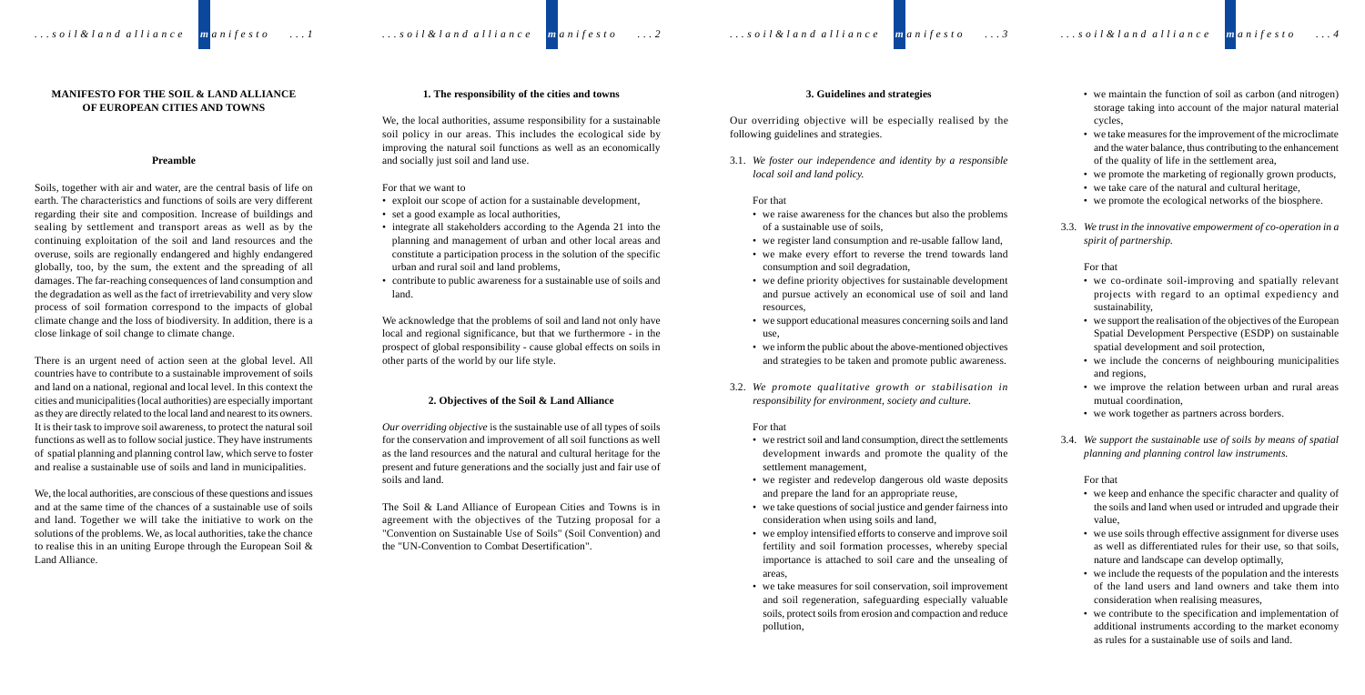# MANIFESTO FOR THE SOIL & LAND ALLIANCE OF EUROPEAN CITIES AND TOWNS

## Preamble

Soils, together with air and water, are the central basis of life on earth. The characteristics and functions of soils are very different regarding their site and composition. Increase of buildings and sealing by settlement and transport areas as well as by the continuing exploitation of the soil and land resources and the overuse, soils are regionally endangered and highly endangered globally, too, by the sum, the extent and the spreading of all damages. The far-reaching consequences of land consumption and the degradation as well as the fact of irretrievability and very slow process of soil formation correspond to the impacts of global climate change and the loss of biodiversity. In addition, there is a close linkage of soil change to climate change.

There is an urgent need of action seen at the global level. All countries have to contribute to a sustainable improvement of soils and land on a national, regional and local level. In this context the cities and municipalities (local authorities) are especially important as they are directly related to the local land and nearest to its owners. It is their task to improve soil awareness, to protect the natural soil functions as well as to follow social justice. They have instruments of spatial planning and planning control law, which serve to foster and realise a sustainable use of soils and land in municipalities.

We, the local authorities, are conscious of these questions and issues and at the same time of the chances of a sustainable use of soils and land. Together we will take the initiative to work on the solutions of the problems. We, as local authorities, take the chance to realise this in an uniting Europe through the European Soil & Land Alliance.

## 1. The responsibility of the cities and towns

We, the local authorities, assume responsibility for a sustainable soil policy in our areas. This includes the ecological side by improving the natural soil functions as well as an economically and socially just soil and land use.

For that we want to

- exploit our scope of action for a sustainable development,
- set a good example as local authorities,
- integrate all stakeholders according to the Agenda 21 into the planning and management of urban and other local areas and constitute a participation process in the solution of the specific urban and rural soil and land problems,
- contribute to public awareness for a sustainable use of soils and land.

We acknowledge that the problems of soil and land not only have local and regional significance, but that we furthermore - in the prospect of global responsibility - cause global effects on soils in other parts of the world by our life style.

## 2. Objectives of the Soil & Land Alliance

*Our overriding objective* is the sustainable use of all types of soils for the conservation and improvement of all soil functions as well as the land resources and the natural and cultural heritage for the present and future generations and the socially just and fair use of soils and land.

The Soil & Land Alliance of European Cities and Towns is in agreement with the objectives of the Tutzing proposal for a "Convention on Sustainable Use of Soils" (Soil Convention) and the "UN-Convention to Combat Desertification".

## 3. Guidelines and strategies

Our overriding objective will be especially realised by the following guidelines and strategies.

3.1. *We foster our independence and identity by a responsible local soil and land policy.*

For that

- we raise awareness for the chances but also the problems of a sustainable use of soils,
- we register land consumption and re-usable fallow land,
- we make every effort to reverse the trend towards land consumption and soil degradation,
- we define priority objectives for sustainable development and pursue actively an economical use of soil and land resources,
- we support educational measures concerning soils and land use,
- we inform the public about the above-mentioned objectives and strategies to be taken and promote public awareness.

3.2. *We promote qualitative growth or stabilisation in responsibility for environment, society and culture.*

For that

- we restrict soil and land consumption, direct the settlements development inwards and promote the quality of the settlement management,
- we register and redevelop dangerous old waste deposits and prepare the land for an appropriate reuse,
- we take questions of social justice and gender fairness into consideration when using soils and land,
- we employ intensified efforts to conserve and improve soil fertility and soil formation processes, whereby special importance is attached to soil care and the unsealing of areas,
- we take measures for soil conservation, soil improvement and soil regeneration, safeguarding especially valuable soils, protect soils from erosion and compaction and reduce pollution,
- we maintain the function of soil as carbon (and nitrogen) storage taking into account of the major natural material cycles,
- we take measures for the improvement of the microclimate and the water balance, thus contributing to the enhancement of the quality of life in the settlement area,
- we promote the marketing of regionally grown products,
- we take care of the natural and cultural heritage,
- we promote the ecological networks of the biosphere.

3.3. *We trust in the innovative empowerment of co-operation in a spirit of partnership.*

For that

- we co-ordinate soil-improving and spatially relevant projects with regard to an optimal expediency and sustainability,
- we support the realisation of the objectives of the European Spatial Development Perspective (ESDP) on sustainable spatial development and soil protection,
- we include the concerns of neighbouring municipalities and regions,
- we improve the relation between urban and rural areas mutual coordination,
- we work together as partners across borders.

3.4. *We support the sustainable use of soils by means of spatial planning and planning control law instruments.*

For that

- we keep and enhance the specific character and quality of the soils and land when used or intruded and upgrade their value,
- we use soils through effective assignment for diverse uses as well as differentiated rules for their use, so that soils, nature and landscape can develop optimally,
- we include the requests of the population and the interests of the land users and land owners and take them into consideration when realising measures,
- we contribute to the specification and implementation of additional instruments according to the market economy as rules for a sustainable use of soils and land.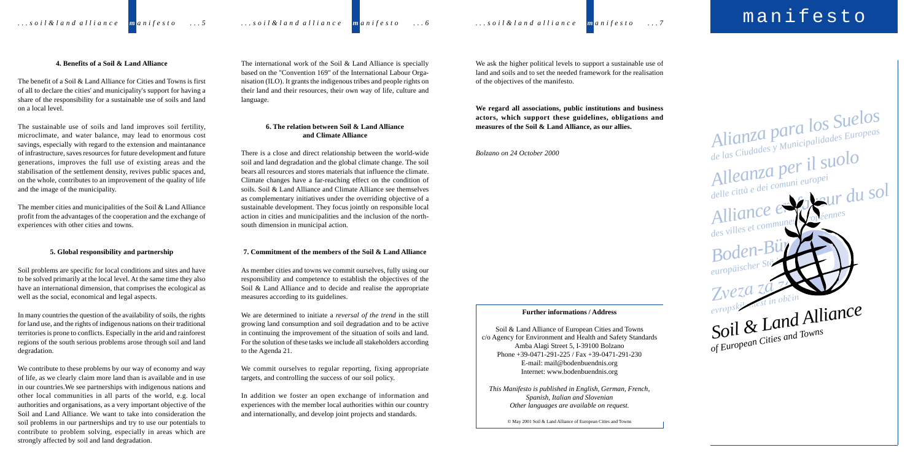### 4. Benefits of a Soil & Land Alliance

The benefit of a Soil & Land Alliance for Cities and Towns is first of all to declare the cities' and municipality's support for having a share of the responsibility for a sustainable use of soils and land on a local level.

The sustainable use of soils and land improves soil fertility, microclimate, and water balance, may lead to enormous cost savings, especially with regard to the extension and maintanance of infrastructure, saves resources for future development and future generations, improves the full use of existing areas and the stabilisation of the settlement density, revives public spaces and, on the whole, contributes to an improvement of the quality of life and the image of the municipality.

The member cities and municipalities of the Soil & Land Alliance profit from the advantages of the cooperation and the exchange of experiences with other cities and towns.

### 5. Global responsibility and partnership

Soil problems are specific for local conditions and sites and have to be solved primarily at the local level. At the same time they also have an international dimension, that comprises the ecological as well as the social, economical and legal aspects.

In many countries the question of the availability of soils, the rights for land use, and the rights of indigenous nations on their traditional territories is prone to conflicts. Especially in the arid and rainforest regions of the south serious problems arose through soil and land degradation.

We contribute to these problems by our way of economy and way of life, as we clearly claim more land than is available and in use in our countries.We see partnerships with indigenous nations and other local communities in all parts of the world, e.g. local authorities and organisations, as a very important objective of the Soil and Land Alliance. We want to take into consideration the soil problems in our partnerships and try to use our potentials to contribute to problem solving, especially in areas which are strongly affected by soil and land degradation.

The international work of the Soil & Land Alliance is specially based on the "Convention 169" of the International Labour Organisation (ILO). It grants the indigenous tribes and people rights on their land and their resources, their own way of life, culture and language.

### 6. The relation between Soil & Land Alliance and Climate Alliance

There is a close and direct relationship between the world-wide soil and land degradation and the global climate change. The soil bears all resources and stores materials that influence the climate. Climate changes have a far-reaching effect on the condition of soils. Soil & Land Alliance and Climate Alliance see themselves as complementary initiatives under the overriding objective of a sustainable development. They focus jointly on responsible local action in cities and municipalities and the inclusion of the north-south dimension in municipal action.

### 7. Commitment of the members of the Soil & Land Alliance

As member cities and towns we commit ourselves, fully using our responsibility and competence to establish the objectives of the Soil & Land Alliance and to decide and realise the appropriate measures according to its guidelines.

We are determined to initiate a *reversal of the trend* in the still growing land consumption and soil degradation and to be active in continuing the improvement of the situation of soils and land. For the solution of these tasks we include all stakeholders according to the Agenda 21.

We commit ourselves to regular reporting, fixing appropriate targets, and controlling the success of our soil policy.

In addition we foster an open exchange of information and experiences with the member local authorities within our country and internationally, and develop joint projects and standards.

We ask the higher political levels to support a sustainable use of land and soils and to set the needed framework for the realisation of the objectives of the manifesto.

**We regard all associations, public institutions and business actors, which support these guidelines, obligations and measures of the Soil & Land Alliance, as our allies.**

*Bolzano on 24 October 2000*

**Further informations / Address**

Soil & Land Alliance of European Cities and Towns
c/o Agency for Environment and Health and Safety Standards
Amba Alagi Street 5, I-39100 Bolzano
Phone +39-0471-291-225 / Fax +39-0471-291-230
E-mail: mail@bodenbuendnis.org
Internet: www.bodenbuendnis.org

*This Manifesto is published in English, German, French, Spanish, Italian and Slovenian*
*Other languages are available on request.*

© May 2001 Soil & Land Alliance of European Cities and Towns

# manifesto

Alianza para los Suelos
de las Ciudades y Municipalidades Europeas

Alleanza per il suolo
delle città e dei comuni europei

Alliance en faveur du sol
des villes et communes européennes

Boden-Bündnis
europäischer Städte

Zveza za zemljo
evropskih mest in občin

Soil & Land Alliance
of European Cities and Towns